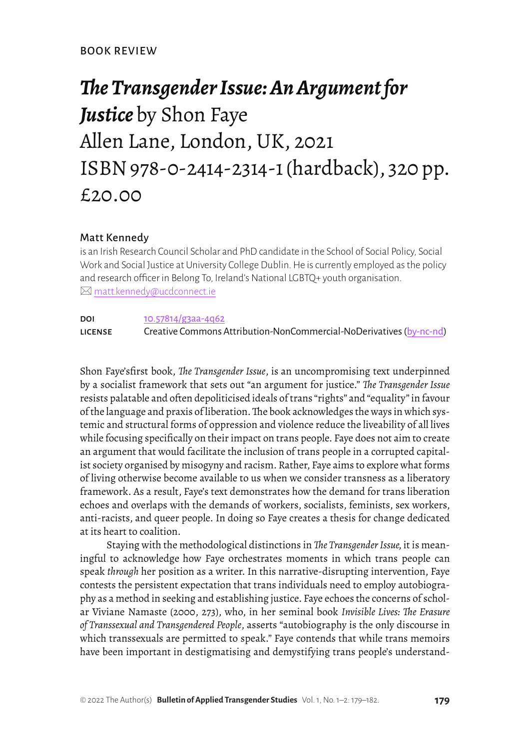BOOK REVIEW

# *The Transgender Issue: An Argument for Justice* by Shon Faye
# Allen Lane, London, UK, 2021
# ISBN 978-0-2414-2314-1 (hardback), 320 pp. £20.00

**Matt Kennedy**

is an Irish Research Council Scholar and PhD candidate in the School of Social Policy, Social Work and Social Justice at University College Dublin. He is currently employed as the policy and research officer in Belong To, Ireland's National LGBTQ+ youth organisation.
matt.kennedy@ucdconnect.ie

DOI 10.57814/g3aa-4q62
LICENSE Creative Commons Attribution-NonCommercial-NoDerivatives (by-nc-nd)

Shon Faye'sfirst book, *The Transgender Issue*, is an uncompromising text underpinned by a socialist framework that sets out "an argument for justice." *The Transgender Issue* resists palatable and often depoliticised ideals of trans "rights" and "equality" in favour of the language and praxis of liberation. The book acknowledges the ways in which systemic and structural forms of oppression and violence reduce the liveability of all lives while focusing specifically on their impact on trans people. Faye does not aim to create an argument that would facilitate the inclusion of trans people in a corrupted capitalist society organised by misogyny and racism. Rather, Faye aims to explore what forms of living otherwise become available to us when we consider transness as a liberatory framework. As a result, Faye's text demonstrates how the demand for trans liberation echoes and overlaps with the demands of workers, socialists, feminists, sex workers, anti-racists, and queer people. In doing so Faye creates a thesis for change dedicated at its heart to coalition.

Staying with the methodological distinctions in *The Transgender Issue*, it is meaningful to acknowledge how Faye orchestrates moments in which trans people can speak *through* her position as a writer. In this narrative-disrupting intervention, Faye contests the persistent expectation that trans individuals need to employ autobiography as a method in seeking and establishing justice. Faye echoes the concerns of scholar Viviane Namaste (2000, 273), who, in her seminal book *Invisible Lives: The Erasure of Transsexual and Transgendered People*, asserts "autobiography is the only discourse in which transsexuals are permitted to speak." Faye contends that while trans memoirs have been important in destigmatising and demystifying trans people's understand-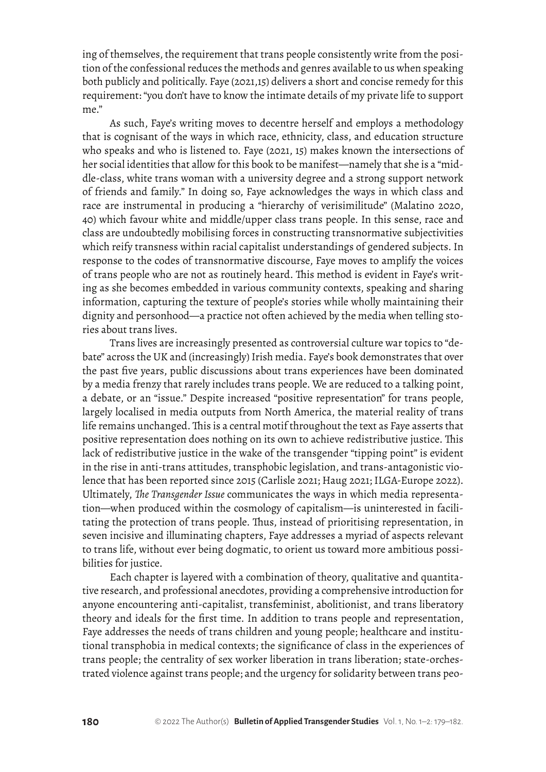ing of themselves, the requirement that trans people consistently write from the position of the confessional reduces the methods and genres available to us when speaking both publicly and politically. Faye (2021,15) delivers a short and concise remedy for this requirement: "you don't have to know the intimate details of my private life to support me."

As such, Faye's writing moves to decentre herself and employs a methodology that is cognisant of the ways in which race, ethnicity, class, and education structure who speaks and who is listened to. Faye (2021, 15) makes known the intersections of her social identities that allow for this book to be manifest—namely that she is a "middle-class, white trans woman with a university degree and a strong support network of friends and family." In doing so, Faye acknowledges the ways in which class and race are instrumental in producing a "hierarchy of verisimilitude" (Malatino 2020, 40) which favour white and middle/upper class trans people. In this sense, race and class are undoubtedly mobilising forces in constructing transnormative subjectivities which reify transness within racial capitalist understandings of gendered subjects. In response to the codes of transnormative discourse, Faye moves to amplify the voices of trans people who are not as routinely heard. This method is evident in Faye's writing as she becomes embedded in various community contexts, speaking and sharing information, capturing the texture of people's stories while wholly maintaining their dignity and personhood—a practice not often achieved by the media when telling stories about trans lives.

Trans lives are increasingly presented as controversial culture war topics to "debate" across the UK and (increasingly) Irish media. Faye's book demonstrates that over the past five years, public discussions about trans experiences have been dominated by a media frenzy that rarely includes trans people. We are reduced to a talking point, a debate, or an "issue." Despite increased "positive representation" for trans people, largely localised in media outputs from North America, the material reality of trans life remains unchanged. This is a central motif throughout the text as Faye asserts that positive representation does nothing on its own to achieve redistributive justice. This lack of redistributive justice in the wake of the transgender "tipping point" is evident in the rise in anti-trans attitudes, transphobic legislation, and trans-antagonistic violence that has been reported since 2015 (Carlisle 2021; Haug 2021; ILGA-Europe 2022). Ultimately, *The Transgender Issue* communicates the ways in which media representation—when produced within the cosmology of capitalism—is uninterested in facilitating the protection of trans people. Thus, instead of prioritising representation, in seven incisive and illuminating chapters, Faye addresses a myriad of aspects relevant to trans life, without ever being dogmatic, to orient us toward more ambitious possibilities for justice.

Each chapter is layered with a combination of theory, qualitative and quantitative research, and professional anecdotes, providing a comprehensive introduction for anyone encountering anti-capitalist, transfeminist, abolitionist, and trans liberatory theory and ideals for the first time. In addition to trans people and representation, Faye addresses the needs of trans children and young people; healthcare and institutional transphobia in medical contexts; the significance of class in the experiences of trans people; the centrality of sex worker liberation in trans liberation; state-orchestrated violence against trans people; and the urgency for solidarity between trans peo-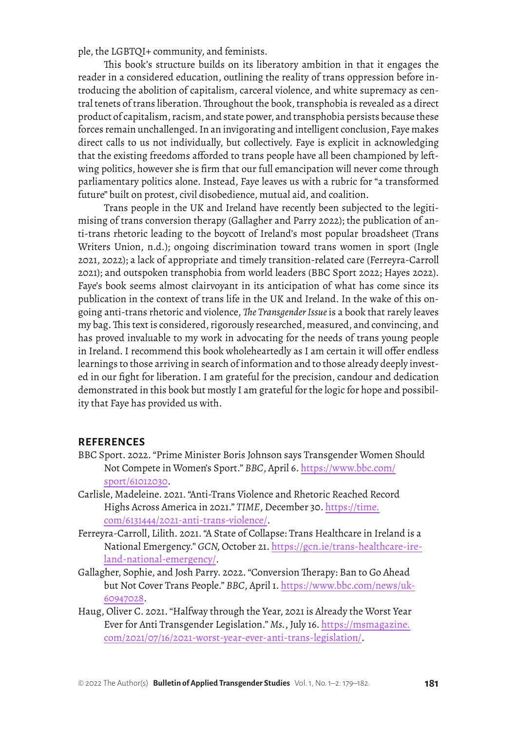ple, the LGBTQI+ community, and feminists.

This book's structure builds on its liberatory ambition in that it engages the reader in a considered education, outlining the reality of trans oppression before introducing the abolition of capitalism, carceral violence, and white supremacy as central tenets of trans liberation. Throughout the book, transphobia is revealed as a direct product of capitalism, racism, and state power, and transphobia persists because these forces remain unchallenged. In an invigorating and intelligent conclusion, Faye makes direct calls to us not individually, but collectively. Faye is explicit in acknowledging that the existing freedoms afforded to trans people have all been championed by left-wing politics, however she is firm that our full emancipation will never come through parliamentary politics alone. Instead, Faye leaves us with a rubric for "a transformed future" built on protest, civil disobedience, mutual aid, and coalition.

Trans people in the UK and Ireland have recently been subjected to the legitimising of trans conversion therapy (Gallagher and Parry 2022); the publication of anti-trans rhetoric leading to the boycott of Ireland's most popular broadsheet (Trans Writers Union, n.d.); ongoing discrimination toward trans women in sport (Ingle 2021, 2022); a lack of appropriate and timely transition-related care (Ferreyra-Carroll 2021); and outspoken transphobia from world leaders (BBC Sport 2022; Hayes 2022). Faye's book seems almost clairvoyant in its anticipation of what has come since its publication in the context of trans life in the UK and Ireland. In the wake of this ongoing anti-trans rhetoric and violence, *The Transgender Issue* is a book that rarely leaves my bag. This text is considered, rigorously researched, measured, and convincing, and has proved invaluable to my work in advocating for the needs of trans young people in Ireland. I recommend this book wholeheartedly as I am certain it will offer endless learnings to those arriving in search of information and to those already deeply invested in our fight for liberation. I am grateful for the precision, candour and dedication demonstrated in this book but mostly I am grateful for the logic for hope and possibility that Faye has provided us with.

## REFERENCES

BBC Sport. 2022. "Prime Minister Boris Johnson says Transgender Women Should Not Compete in Women's Sport." *BBC*, April 6. https://www.bbc.com/sport/61012030.

Carlisle, Madeleine. 2021. "Anti-Trans Violence and Rhetoric Reached Record Highs Across America in 2021." *TIME*, December 30. https://time.com/6131444/2021-anti-trans-violence/.

Ferreyra-Carroll, Lilith. 2021. "A State of Collapse: Trans Healthcare in Ireland is a National Emergency." *GCN*, October 21. https://gcn.ie/trans-healthcare-ireland-national-emergency/.

Gallagher, Sophie, and Josh Parry. 2022. "Conversion Therapy: Ban to Go Ahead but Not Cover Trans People." *BBC*, April 1. https://www.bbc.com/news/uk-60947028.

Haug, Oliver C. 2021. "Halfway through the Year, 2021 is Already the Worst Year Ever for Anti Transgender Legislation." *Ms.*, July 16. https://msmagazine.com/2021/07/16/2021-worst-year-ever-anti-trans-legislation/.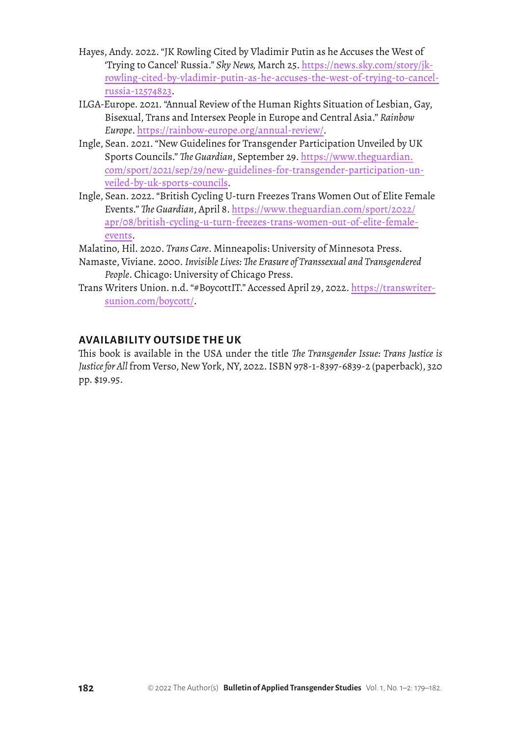Hayes, Andy. 2022. "JK Rowling Cited by Vladimir Putin as he Accuses the West of 'Trying to Cancel' Russia." *Sky News*, March 25. https://news.sky.com/story/jk-rowling-cited-by-vladimir-putin-as-he-accuses-the-west-of-trying-to-cancel-russia-12574823.

ILGA-Europe. 2021. "Annual Review of the Human Rights Situation of Lesbian, Gay, Bisexual, Trans and Intersex People in Europe and Central Asia." *Rainbow Europe*. https://rainbow-europe.org/annual-review/.

Ingle, Sean. 2021. "New Guidelines for Transgender Participation Unveiled by UK Sports Councils." *The Guardian*, September 29. https://www.theguardian.com/sport/2021/sep/29/new-guidelines-for-transgender-participation-unveiled-by-uk-sports-councils.

Ingle, Sean. 2022. "British Cycling U-turn Freezes Trans Women Out of Elite Female Events." *The Guardian*, April 8. https://www.theguardian.com/sport/2022/apr/08/british-cycling-u-turn-freezes-trans-women-out-of-elite-female-events.

Malatino, Hil. 2020. *Trans Care*. Minneapolis: University of Minnesota Press.

Namaste, Viviane. 2000. *Invisible Lives: The Erasure of Transsexual and Transgendered People*. Chicago: University of Chicago Press.

Trans Writers Union. n.d. "#BoycottIT." Accessed April 29, 2022. https://transwritersunion.com/boycott/.

## AVAILABILITY OUTSIDE THE UK

This book is available in the USA under the title *The Transgender Issue: Trans Justice is Justice for All* from Verso, New York, NY, 2022. ISBN 978-1-8397-6839-2 (paperback), 320 pp. $19.95.